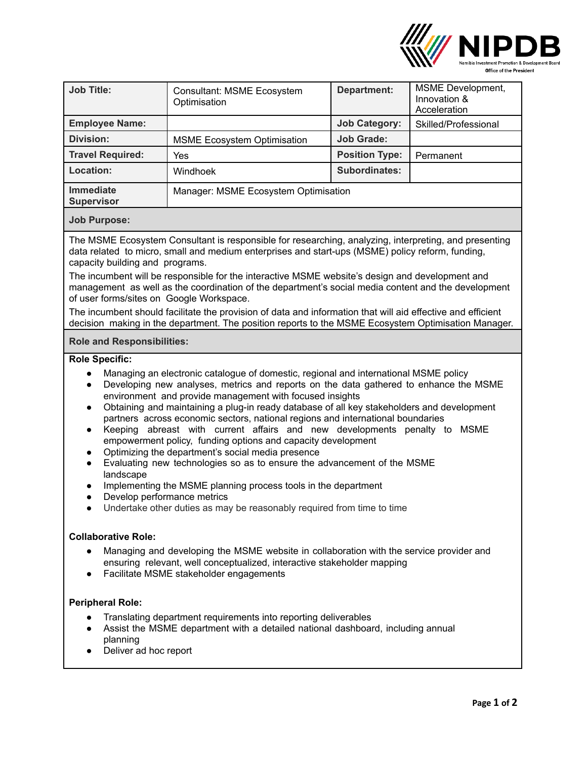NIPDB
Namibia Investment Promotion & Development Board
Office of the President

| Job Title: | Consultant: MSME Ecosystem Optimisation | Department: | MSME Development, Innovation & Acceleration |
|---|---|---|---|
| Employee Name: | | Job Category: | Skilled/Professional |
| Division: | MSME Ecosystem Optimisation | Job Grade: | |
| Travel Required: | Yes | Position Type: | Permanent |
| Location: | Windhoek | Subordinates: | |
| Immediate Supervisor | Manager: MSME Ecosystem Optimisation | | |

**Job Purpose:**

The MSME Ecosystem Consultant is responsible for researching, analyzing, interpreting, and presenting data related to micro, small and medium enterprises and start-ups (MSME) policy reform, funding, capacity building and programs.

The incumbent will be responsible for the interactive MSME website's design and development and management as well as the coordination of the department's social media content and the development of user forms/sites on Google Workspace.

The incumbent should facilitate the provision of data and information that will aid effective and efficient decision making in the department. The position reports to the MSME Ecosystem Optimisation Manager.

**Role and Responsibilities:**

**Role Specific:**

- Managing an electronic catalogue of domestic, regional and international MSME policy
- Developing new analyses, metrics and reports on the data gathered to enhance the MSME environment and provide management with focused insights
- Obtaining and maintaining a plug-in ready database of all key stakeholders and development partners across economic sectors, national regions and international boundaries
- Keeping abreast with current affairs and new developments penalty to MSME empowerment policy, funding options and capacity development
- Optimizing the department's social media presence
- Evaluating new technologies so as to ensure the advancement of the MSME landscape
- Implementing the MSME planning process tools in the department
- Develop performance metrics
- Undertake other duties as may be reasonably required from time to time

**Collaborative Role:**

- Managing and developing the MSME website in collaboration with the service provider and ensuring relevant, well conceptualized, interactive stakeholder mapping
- Facilitate MSME stakeholder engagements

**Peripheral Role:**

- Translating department requirements into reporting deliverables
- Assist the MSME department with a detailed national dashboard, including annual planning
- Deliver ad hoc report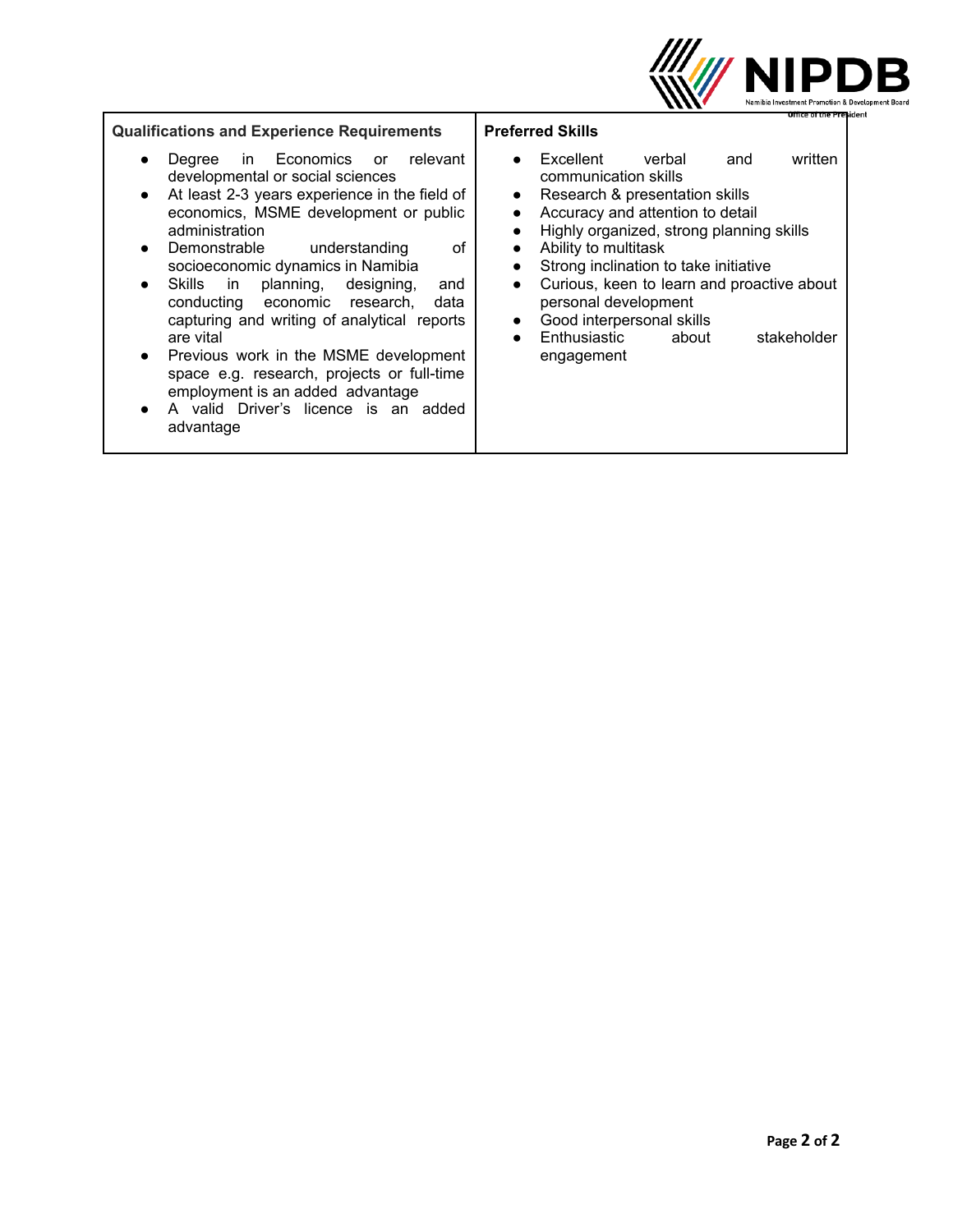| Qualifications and Experience Requirements | Preferred Skills |
| --- | --- |
| • Degree in Economics or relevant developmental or social sciences<br>• At least 2-3 years experience in the field of economics, MSME development or public administration<br>• Demonstrable understanding of socioeconomic dynamics in Namibia<br>• Skills in planning, designing, and conducting economic research, data capturing and writing of analytical reports are vital<br>• Previous work in the MSME development space e.g. research, projects or full-time employment is an added advantage<br>• A valid Driver's licence is an added advantage | • Excellent verbal and written communication skills<br>• Research & presentation skills<br>• Accuracy and attention to detail<br>• Highly organized, strong planning skills<br>• Ability to multitask<br>• Strong inclination to take initiative<br>• Curious, keen to learn and proactive about personal development<br>• Good interpersonal skills<br>• Enthusiastic about stakeholder engagement |